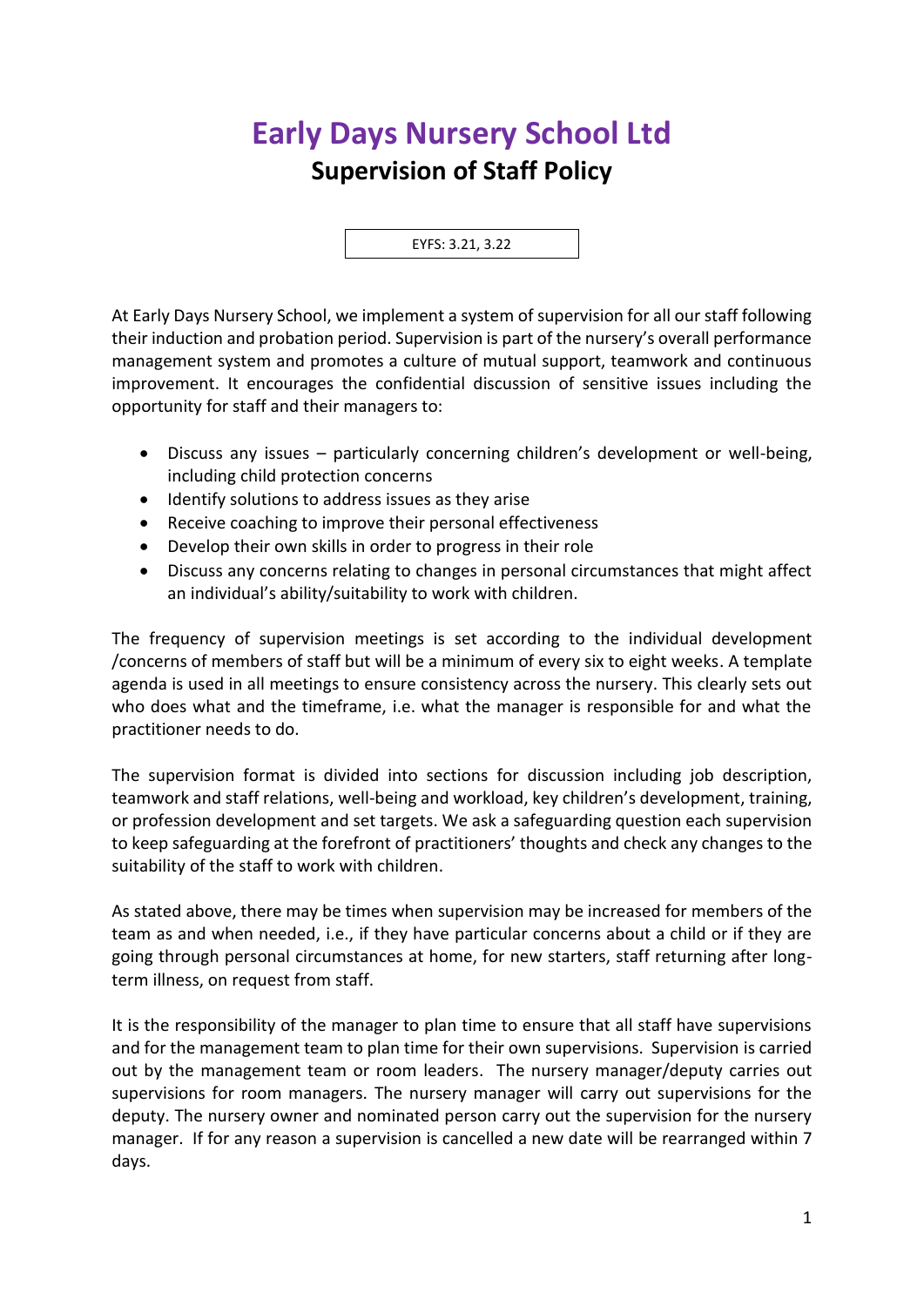# Early Days Nursery School Ltd

## Supervision of Staff Policy

EYFS: 3.21, 3.22

At Early Days Nursery School, we implement a system of supervision for all our staff following their induction and probation period. Supervision is part of the nursery's overall performance management system and promotes a culture of mutual support, teamwork and continuous improvement. It encourages the confidential discussion of sensitive issues including the opportunity for staff and their managers to:

- Discuss any issues – particularly concerning children's development or well-being, including child protection concerns
- Identify solutions to address issues as they arise
- Receive coaching to improve their personal effectiveness
- Develop their own skills in order to progress in their role
- Discuss any concerns relating to changes in personal circumstances that might affect an individual's ability/suitability to work with children.

The frequency of supervision meetings is set according to the individual development /concerns of members of staff but will be a minimum of every six to eight weeks. A template agenda is used in all meetings to ensure consistency across the nursery. This clearly sets out who does what and the timeframe, i.e. what the manager is responsible for and what the practitioner needs to do.

The supervision format is divided into sections for discussion including job description, teamwork and staff relations, well-being and workload, key children's development, training, or profession development and set targets. We ask a safeguarding question each supervision to keep safeguarding at the forefront of practitioners' thoughts and check any changes to the suitability of the staff to work with children.

As stated above, there may be times when supervision may be increased for members of the team as and when needed, i.e., if they have particular concerns about a child or if they are going through personal circumstances at home, for new starters, staff returning after long-term illness, on request from staff.

It is the responsibility of the manager to plan time to ensure that all staff have supervisions and for the management team to plan time for their own supervisions. Supervision is carried out by the management team or room leaders. The nursery manager/deputy carries out supervisions for room managers. The nursery manager will carry out supervisions for the deputy. The nursery owner and nominated person carry out the supervision for the nursery manager. If for any reason a supervision is cancelled a new date will be rearranged within 7 days.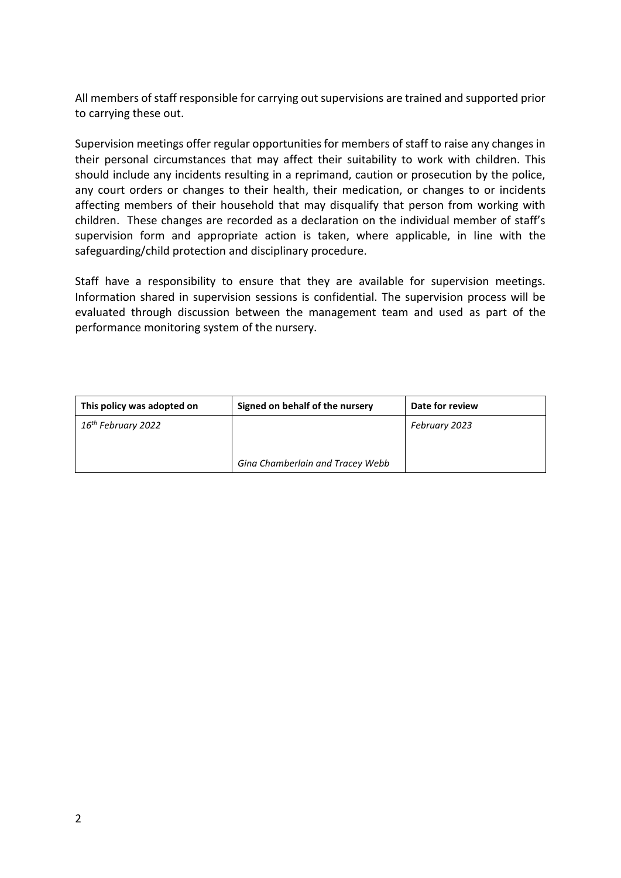All members of staff responsible for carrying out supervisions are trained and supported prior to carrying these out.

Supervision meetings offer regular opportunities for members of staff to raise any changes in their personal circumstances that may affect their suitability to work with children. This should include any incidents resulting in a reprimand, caution or prosecution by the police, any court orders or changes to their health, their medication, or changes to or incidents affecting members of their household that may disqualify that person from working with children. These changes are recorded as a declaration on the individual member of staff's supervision form and appropriate action is taken, where applicable, in line with the safeguarding/child protection and disciplinary procedure.

Staff have a responsibility to ensure that they are available for supervision meetings. Information shared in supervision sessions is confidential. The supervision process will be evaluated through discussion between the management team and used as part of the performance monitoring system of the nursery.

| This policy was adopted on | Signed on behalf of the nursery | Date for review |
|---|---|---|
| *16th February 2022* | *Gina Chamberlain and Tracey Webb* | *February 2023* |